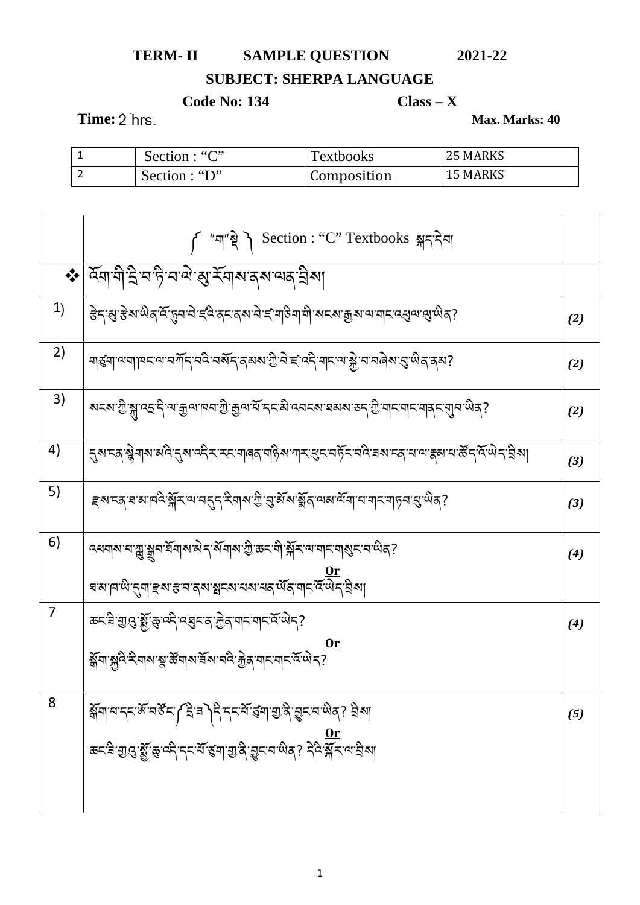# TERM- II SAMPLE QUESTION 2021-22

## SUBJECT: SHERPA LANGUAGE

**Code No: 134** **Class – X**

**Time:** 2 hrs. **Max. Marks: 40**

| 1 | Section : "C" | Textbooks | 25 MARKS |
|---|---|---|---|
| 2 | Section : "D" | Composition | 15 MARKS |

| | ༼ "ག"སྡེ ༽ Section : "C" Textbooks སྐད་རིག | |
|---|---|---|
| ❖ | འོག་གི་དྲི་བ་ཉི་བ་ལེ་ཞུ་རོགས་ནས་ལན་བྲིས། | |
| 1) | རྟེན་ཞུ་རྟེས་ཡིན་པོ་ཁུབ་ནེ་ཛའི་ནང་ནས་ནེ་ཛ་གཅིག་གི་སངས་རྒྱས་ལ་གང་འབུལ་ལུ་ཡིན? | (2) |
| 2) | གཙུག་ལག་ཁང་ལ་བཀོད་བའི་བསོད་ནམས་ཀྱི་ནེ་ཛ་འདི་གང་ལ་སྐྱེ་བ་བཞེས་བུ་ཡིན་ནས? | (2) |
| 3) | སངས་ཀྱི་སྐུ་འདྲ་དེ་ལ་རྒྱལ་ཁབ་ཀྱི་རྒྱལ་པོ་དང་མི་འབངས་ཐམས་ཅད་ཀྱི་གང་གང་གནང་གྱུབ་ཡིན? | (2) |
| 4) | དུས་རབ་སྟེགས་མའི་དུས་འདིར་རང་གཞན་གཉིས་ཀར་ཕུང་བཏོང་བའི་ཟས་རྣ་པ་ལ་རྣམ་པ་ཚོད་པོ་ཡོད་བྲིས། | (3) |
| 5) | རྫས་རབ་ཐ་མ་ཁའི་སྐོར་ལ་བདུད་རིགས་ཀྱི་བུ་མོས་སྔོན་ལམ་ལོག་པ་གང་གཏབ་ལུ་ཡིན? | (3) |
| 6) | འཕགས་པ་ཀླུ་སྒྲུབ་ཐོགས་མེད་སོགས་ཀྱི་ཆང་གི་སྐོར་ལ་གང་གསུང་བ་ཡིན?<br><br>**Or**<br><br>ཐམ་ཁ་ཡི་དྭག་རྫས་རྟ་བ་ནས་སྤྲངས་པས་ཕན་ཡོན་གང་པོ་ཡོད་བྲིས། | (4) |
| 7 | ཆང་ཟེ་གྱུའུ་སྐྱོ་ཆུ་འདི་འཐུང་ན་རྐྱེན་གང་གང་པོ་ཡོད?<br><br>**Or**<br><br>སྲོག་སྐྱའི་རིགས་སྣ་ཚོགས་ཐོས་བའི་རྐྱེན་གང་གང་པོ་ཡོད? | (4) |
| 8 | སྲོག་པ་དང་ཨོ་བཙོང་༼ དྲི་ཟ ༽ དེ་དང་པོ་ཙུག་གྱཱི་བྱུང་བ་ཡིན? བྲིས།<br><br>**Or**<br><br>ཆང་ཟེ་གྱུའུ་སྐྱོ་ཆུ་འདི་དང་པོ་ཙུག་གྱཱི་བྱུང་བ་ཡིན? དེའི་སྐོར་ལ་བྲིས། | (5) |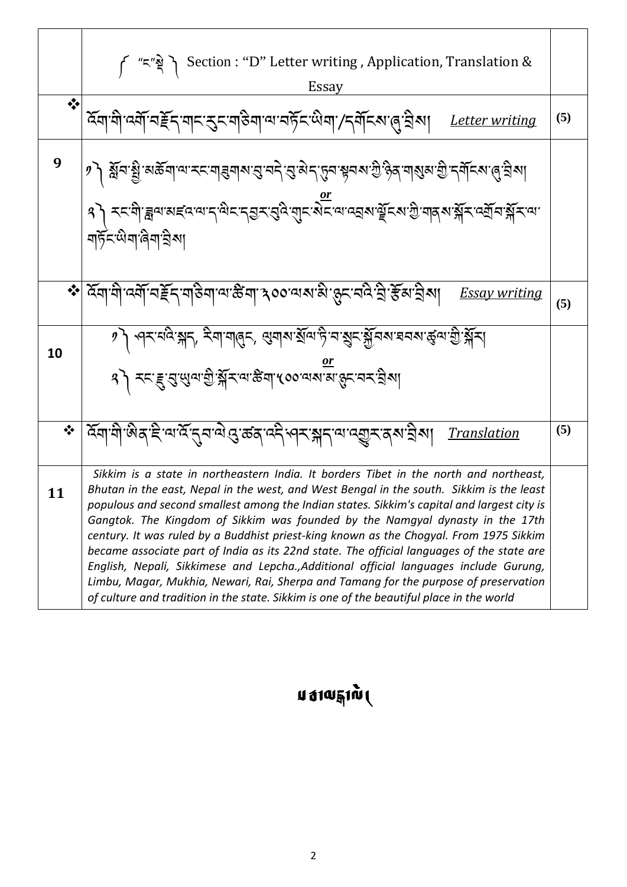| | | |
|---|---|---|
| | ༼ "ང" སྡེ ༽ Section : "D" Letter writing , Application, Translation & Essay | |
| ❖ | འོག་གི་འགོ་བརྗོད་གང་རུང་གཅིག་ལ་བཏོང་ཡིག་/དགོངས་ཞུ་བྲིས། *Letter writing* | (5) |
| 9 | ༡༽ སློབ་གྲྭ་མཆོག་ལ་རང་གཟུགས་བུ་བདེ་བུ་མེད་ཏུབ་སྐབས་ཀྱི་ཉིན་གསུམ་གྱི་དགོངས་ཞུ་བྲིས། <br> ***or*** <br> ༢༽ རང་གི་ཟླལ་མཛའ་ལ་ད་ལོང་དབྱར་བུའི་གུང་སེང་ལ་འབྲས་ལྗོངས་ཀྱི་གནས་སྐོར་འགྲོབ་སྐོར་ལ་གཏོང་ཡིག་ཞིག་བྲིས། | |
| ❖ | འོག་གི་འགོ་བརྗོད་གཅིག་ལ་ཚིག་ ३०० ལས་མི་ཉུང་བའི་བྲི་རྩོམ་བྲིས། *Essay writing* | (5) |
| 10 | ༡༽ ཤར་པའི་སྐད, རིག་གཞུང, ལུགས་སྲོལ་དེ་བ་སྲུང་སྐྱོབས་ཐབས་ཚུལ་གྱི་སྐོར། <br> ***or*** <br> ༢༽ རང་རྒྱ་ཡུལ་གྱི་སྐོར་ལ་ཚིག་ ५०० ལས་མ་ཉུང་བར་བྲིས། | |
| ❖ | འོག་གི་ཨིན་ཇི་ལ་འོད་དབ་ལེ་ཝུ་ཚན་འདི་ཤར་སྐད་ལ་འགྱུར་ནས་བྲིས། *Translation* | (5) |
| 11 | *Sikkim is a state in northeastern India. It borders Tibet in the north and northeast, Bhutan in the east, Nepal in the west, and West Bengal in the south. Sikkim is the least populous and second smallest among the Indian states. Sikkim's capital and largest city is Gangtok. The Kingdom of Sikkim was founded by the Namgyal dynasty in the 17th century. It was ruled by a Buddhist priest-king known as the Chogyal. From 1975 Sikkim became associate part of India as its 22nd state. The official languages of the state are English, Nepali, Sikkimese and Lepcha.,Additional official languages include Gurung, Limbu, Magar, Mukhia, Newari, Rai, Sherpa and Tamang for the purpose of preservation of culture and tradition in the state. Sikkim is one of the beautiful place in the world* | |

**ᰛᰪᰜᰤᰧᰬ**